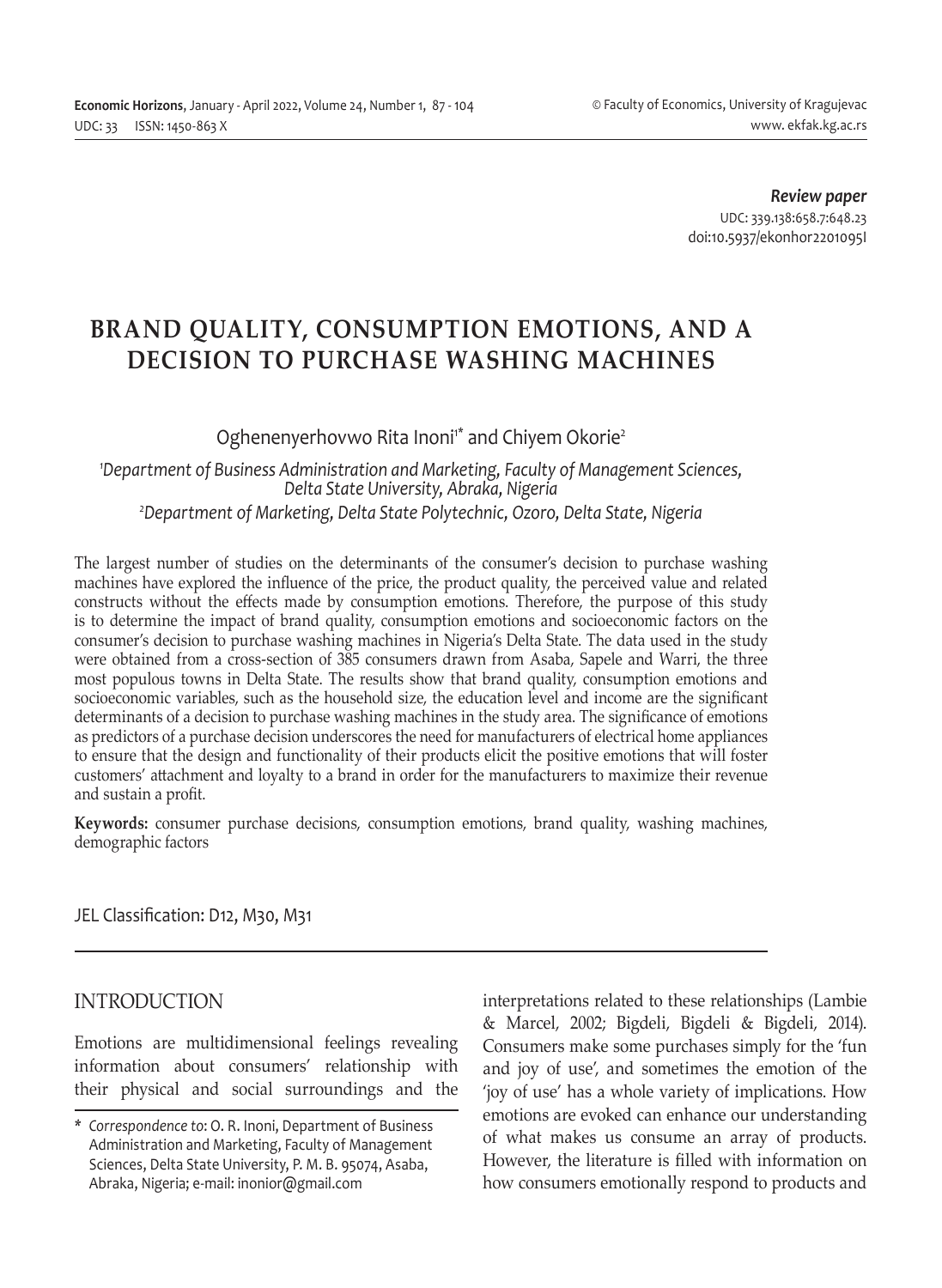*Review paper*
UDC: 339.138:658.7:648.23
doi:10.5937/ekonhor2201095I

# BRAND QUALITY, CONSUMPTION EMOTIONS, AND A DECISION TO PURCHASE WASHING MACHINES

Oghenenyerhovwo Rita Inoni[1*] and Chiyem Okorie[2]

[1]*Department of Business Administration and Marketing, Faculty of Management Sciences, Delta State University, Abraka, Nigeria*
[2]*Department of Marketing, Delta State Polytechnic, Ozoro, Delta State, Nigeria*

The largest number of studies on the determinants of the consumer's decision to purchase washing machines have explored the influence of the price, the product quality, the perceived value and related constructs without the effects made by consumption emotions. Therefore, the purpose of this study is to determine the impact of brand quality, consumption emotions and socioeconomic factors on the consumer's decision to purchase washing machines in Nigeria's Delta State. The data used in the study were obtained from a cross-section of 385 consumers drawn from Asaba, Sapele and Warri, the three most populous towns in Delta State. The results show that brand quality, consumption emotions and socioeconomic variables, such as the household size, the education level and income are the significant determinants of a decision to purchase washing machines in the study area. The significance of emotions as predictors of a purchase decision underscores the need for manufacturers of electrical home appliances to ensure that the design and functionality of their products elicit the positive emotions that will foster customers' attachment and loyalty to a brand in order for the manufacturers to maximize their revenue and sustain a profit.

**Keywords:** consumer purchase decisions, consumption emotions, brand quality, washing machines, demographic factors

JEL Classification: D12, M30, M31

## INTRODUCTION

Emotions are multidimensional feelings revealing information about consumers' relationship with their physical and social surroundings and the interpretations related to these relationships (Lambie & Marcel, 2002; Bigdeli, Bigdeli & Bigdeli, 2014). Consumers make some purchases simply for the 'fun and joy of use', and sometimes the emotion of the 'joy of use' has a whole variety of implications. How emotions are evoked can enhance our understanding of what makes us consume an array of products. However, the literature is filled with information on how consumers emotionally respond to products and

* *Correspondence to*: O. R. Inoni, Department of Business Administration and Marketing, Faculty of Management Sciences, Delta State University, P. M. B. 95074, Asaba, Abraka, Nigeria; e-mail: inonior@gmail.com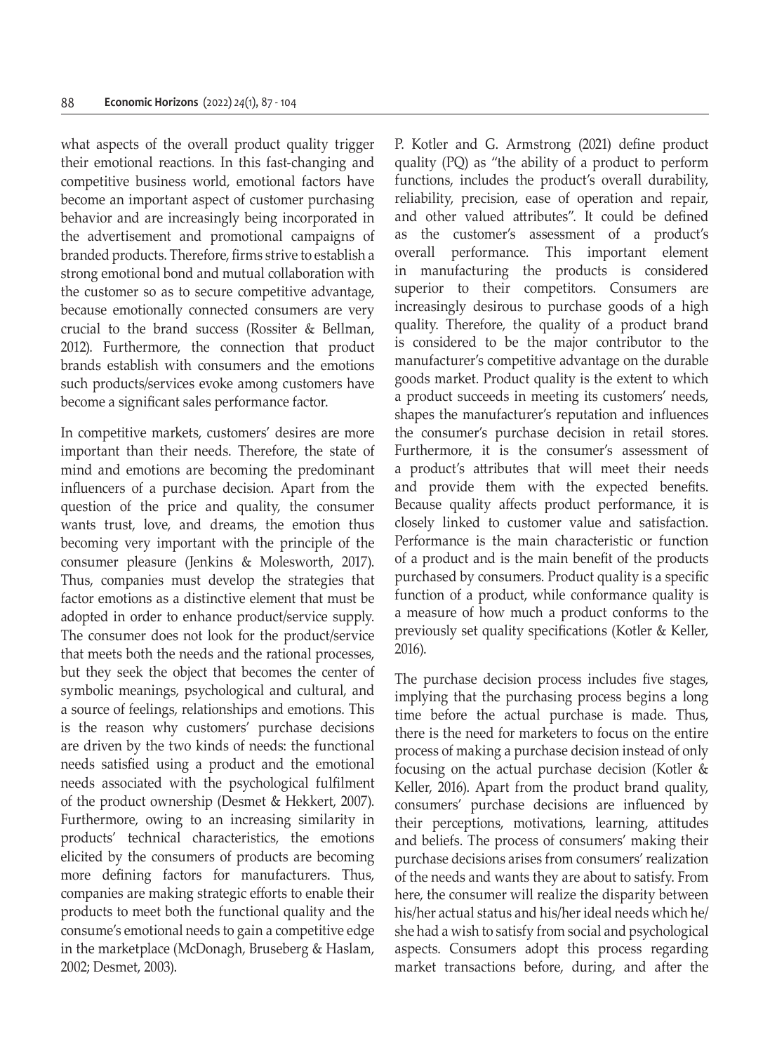what aspects of the overall product quality trigger their emotional reactions. In this fast-changing and competitive business world, emotional factors have become an important aspect of customer purchasing behavior and are increasingly being incorporated in the advertisement and promotional campaigns of branded products. Therefore, firms strive to establish a strong emotional bond and mutual collaboration with the customer so as to secure competitive advantage, because emotionally connected consumers are very crucial to the brand success (Rossiter & Bellman, 2012). Furthermore, the connection that product brands establish with consumers and the emotions such products/services evoke among customers have become a significant sales performance factor.

In competitive markets, customers' desires are more important than their needs. Therefore, the state of mind and emotions are becoming the predominant influencers of a purchase decision. Apart from the question of the price and quality, the consumer wants trust, love, and dreams, the emotion thus becoming very important with the principle of the consumer pleasure (Jenkins & Molesworth, 2017). Thus, companies must develop the strategies that factor emotions as a distinctive element that must be adopted in order to enhance product/service supply. The consumer does not look for the product/service that meets both the needs and the rational processes, but they seek the object that becomes the center of symbolic meanings, psychological and cultural, and a source of feelings, relationships and emotions. This is the reason why customers' purchase decisions are driven by the two kinds of needs: the functional needs satisfied using a product and the emotional needs associated with the psychological fulfilment of the product ownership (Desmet & Hekkert, 2007). Furthermore, owing to an increasing similarity in products' technical characteristics, the emotions elicited by the consumers of products are becoming more defining factors for manufacturers. Thus, companies are making strategic efforts to enable their products to meet both the functional quality and the consume's emotional needs to gain a competitive edge in the marketplace (McDonagh, Bruseberg & Haslam, 2002; Desmet, 2003).

P. Kotler and G. Armstrong (2021) define product quality (PQ) as "the ability of a product to perform functions, includes the product's overall durability, reliability, precision, ease of operation and repair, and other valued attributes". It could be defined as the customer's assessment of a product's overall performance. This important element in manufacturing the products is considered superior to their competitors. Consumers are increasingly desirous to purchase goods of a high quality. Therefore, the quality of a product brand is considered to be the major contributor to the manufacturer's competitive advantage on the durable goods market. Product quality is the extent to which a product succeeds in meeting its customers' needs, shapes the manufacturer's reputation and influences the consumer's purchase decision in retail stores. Furthermore, it is the consumer's assessment of a product's attributes that will meet their needs and provide them with the expected benefits. Because quality affects product performance, it is closely linked to customer value and satisfaction. Performance is the main characteristic or function of a product and is the main benefit of the products purchased by consumers. Product quality is a specific function of a product, while conformance quality is a measure of how much a product conforms to the previously set quality specifications (Kotler & Keller, 2016).

The purchase decision process includes five stages, implying that the purchasing process begins a long time before the actual purchase is made. Thus, there is the need for marketers to focus on the entire process of making a purchase decision instead of only focusing on the actual purchase decision (Kotler & Keller, 2016). Apart from the product brand quality, consumers' purchase decisions are influenced by their perceptions, motivations, learning, attitudes and beliefs. The process of consumers' making their purchase decisions arises from consumers' realization of the needs and wants they are about to satisfy. From here, the consumer will realize the disparity between his/her actual status and his/her ideal needs which he/she had a wish to satisfy from social and psychological aspects. Consumers adopt this process regarding market transactions before, during, and after the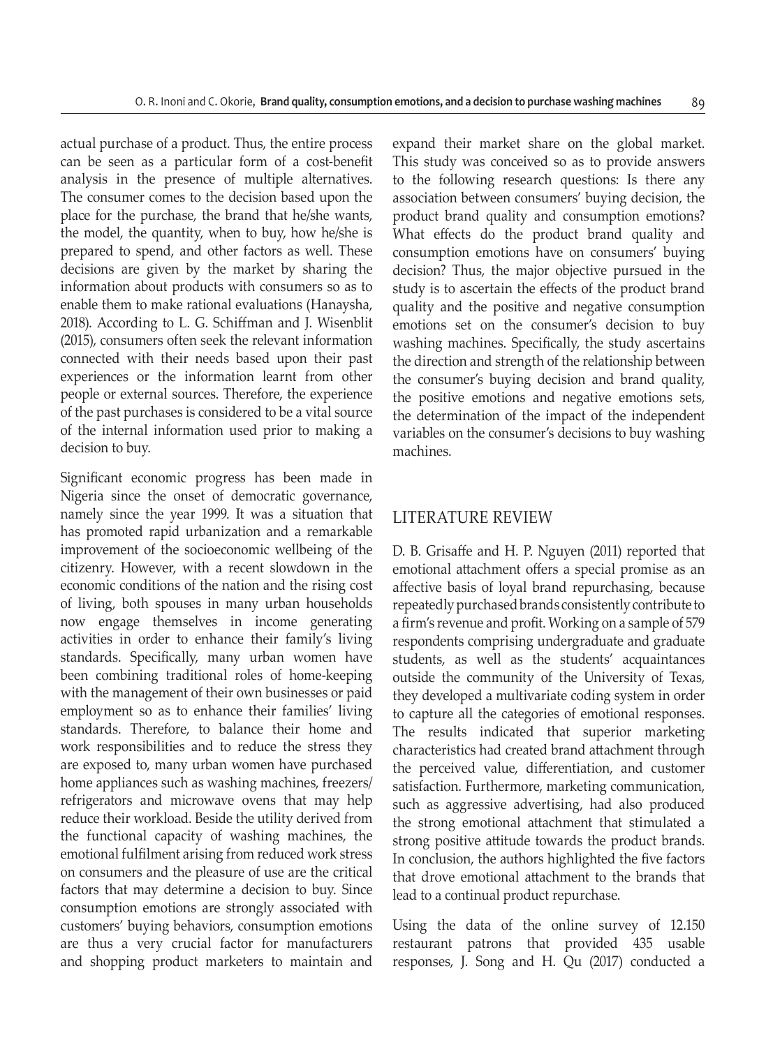actual purchase of a product. Thus, the entire process can be seen as a particular form of a cost-benefit analysis in the presence of multiple alternatives. The consumer comes to the decision based upon the place for the purchase, the brand that he/she wants, the model, the quantity, when to buy, how he/she is prepared to spend, and other factors as well. These decisions are given by the market by sharing the information about products with consumers so as to enable them to make rational evaluations (Hanaysha, 2018). According to L. G. Schiffman and J. Wisenblit (2015), consumers often seek the relevant information connected with their needs based upon their past experiences or the information learnt from other people or external sources. Therefore, the experience of the past purchases is considered to be a vital source of the internal information used prior to making a decision to buy.

Significant economic progress has been made in Nigeria since the onset of democratic governance, namely since the year 1999. It was a situation that has promoted rapid urbanization and a remarkable improvement of the socioeconomic wellbeing of the citizenry. However, with a recent slowdown in the economic conditions of the nation and the rising cost of living, both spouses in many urban households now engage themselves in income generating activities in order to enhance their family's living standards. Specifically, many urban women have been combining traditional roles of home-keeping with the management of their own businesses or paid employment so as to enhance their families' living standards. Therefore, to balance their home and work responsibilities and to reduce the stress they are exposed to, many urban women have purchased home appliances such as washing machines, freezers/ refrigerators and microwave ovens that may help reduce their workload. Beside the utility derived from the functional capacity of washing machines, the emotional fulfilment arising from reduced work stress on consumers and the pleasure of use are the critical factors that may determine a decision to buy. Since consumption emotions are strongly associated with customers' buying behaviors, consumption emotions are thus a very crucial factor for manufacturers and shopping product marketers to maintain and expand their market share on the global market. This study was conceived so as to provide answers to the following research questions: Is there any association between consumers' buying decision, the product brand quality and consumption emotions? What effects do the product brand quality and consumption emotions have on consumers' buying decision? Thus, the major objective pursued in the study is to ascertain the effects of the product brand quality and the positive and negative consumption emotions set on the consumer's decision to buy washing machines. Specifically, the study ascertains the direction and strength of the relationship between the consumer's buying decision and brand quality, the positive emotions and negative emotions sets, the determination of the impact of the independent variables on the consumer's decisions to buy washing machines.

## LITERATURE REVIEW

D. B. Grisaffe and H. P. Nguyen (2011) reported that emotional attachment offers a special promise as an affective basis of loyal brand repurchasing, because repeatedly purchased brands consistently contribute to a firm's revenue and profit. Working on a sample of 579 respondents comprising undergraduate and graduate students, as well as the students' acquaintances outside the community of the University of Texas, they developed a multivariate coding system in order to capture all the categories of emotional responses. The results indicated that superior marketing characteristics had created brand attachment through the perceived value, differentiation, and customer satisfaction. Furthermore, marketing communication, such as aggressive advertising, had also produced the strong emotional attachment that stimulated a strong positive attitude towards the product brands. In conclusion, the authors highlighted the five factors that drove emotional attachment to the brands that lead to a continual product repurchase.

Using the data of the online survey of 12.150 restaurant patrons that provided 435 usable responses, J. Song and H. Qu (2017) conducted a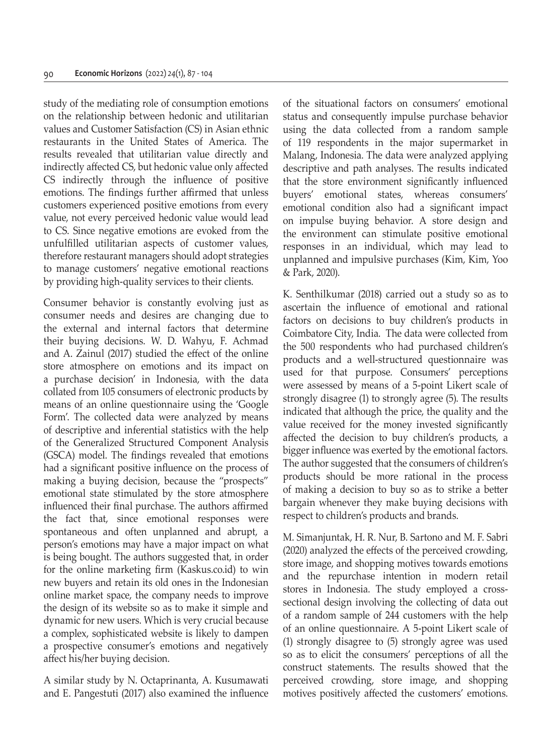study of the mediating role of consumption emotions on the relationship between hedonic and utilitarian values and Customer Satisfaction (CS) in Asian ethnic restaurants in the United States of America. The results revealed that utilitarian value directly and indirectly affected CS, but hedonic value only affected CS indirectly through the influence of positive emotions. The findings further affirmed that unless customers experienced positive emotions from every value, not every perceived hedonic value would lead to CS. Since negative emotions are evoked from the unfulfilled utilitarian aspects of customer values, therefore restaurant managers should adopt strategies to manage customers' negative emotional reactions by providing high-quality services to their clients.

Consumer behavior is constantly evolving just as consumer needs and desires are changing due to the external and internal factors that determine their buying decisions. W. D. Wahyu, F. Achmad and A. Zainul (2017) studied the effect of the online store atmosphere on emotions and its impact on a purchase decision' in Indonesia, with the data collated from 105 consumers of electronic products by means of an online questionnaire using the 'Google Form'. The collected data were analyzed by means of descriptive and inferential statistics with the help of the Generalized Structured Component Analysis (GSCA) model. The findings revealed that emotions had a significant positive influence on the process of making a buying decision, because the "prospects" emotional state stimulated by the store atmosphere influenced their final purchase. The authors affirmed the fact that, since emotional responses were spontaneous and often unplanned and abrupt, a person's emotions may have a major impact on what is being bought. The authors suggested that, in order for the online marketing firm (Kaskus.co.id) to win new buyers and retain its old ones in the Indonesian online market space, the company needs to improve the design of its website so as to make it simple and dynamic for new users. Which is very crucial because a complex, sophisticated website is likely to dampen a prospective consumer's emotions and negatively affect his/her buying decision.

A similar study by N. Octaprinanta, A. Kusumawati and E. Pangestuti (2017) also examined the influence of the situational factors on consumers' emotional status and consequently impulse purchase behavior using the data collected from a random sample of 119 respondents in the major supermarket in Malang, Indonesia. The data were analyzed applying descriptive and path analyses. The results indicated that the store environment significantly influenced buyers' emotional states, whereas consumers' emotional condition also had a significant impact on impulse buying behavior. A store design and the environment can stimulate positive emotional responses in an individual, which may lead to unplanned and impulsive purchases (Kim, Kim, Yoo & Park, 2020).

K. Senthilkumar (2018) carried out a study so as to ascertain the influence of emotional and rational factors on decisions to buy children's products in Coimbatore City, India. The data were collected from the 500 respondents who had purchased children's products and a well-structured questionnaire was used for that purpose. Consumers' perceptions were assessed by means of a 5-point Likert scale of strongly disagree (1) to strongly agree (5). The results indicated that although the price, the quality and the value received for the money invested significantly affected the decision to buy children's products, a bigger influence was exerted by the emotional factors. The author suggested that the consumers of children's products should be more rational in the process of making a decision to buy so as to strike a better bargain whenever they make buying decisions with respect to children's products and brands.

M. Simanjuntak, H. R. Nur, B. Sartono and M. F. Sabri (2020) analyzed the effects of the perceived crowding, store image, and shopping motives towards emotions and the repurchase intention in modern retail stores in Indonesia. The study employed a cross-sectional design involving the collecting of data out of a random sample of 244 customers with the help of an online questionnaire. A 5-point Likert scale of (1) strongly disagree to (5) strongly agree was used so as to elicit the consumers' perceptions of all the construct statements. The results showed that the perceived crowding, store image, and shopping motives positively affected the customers' emotions.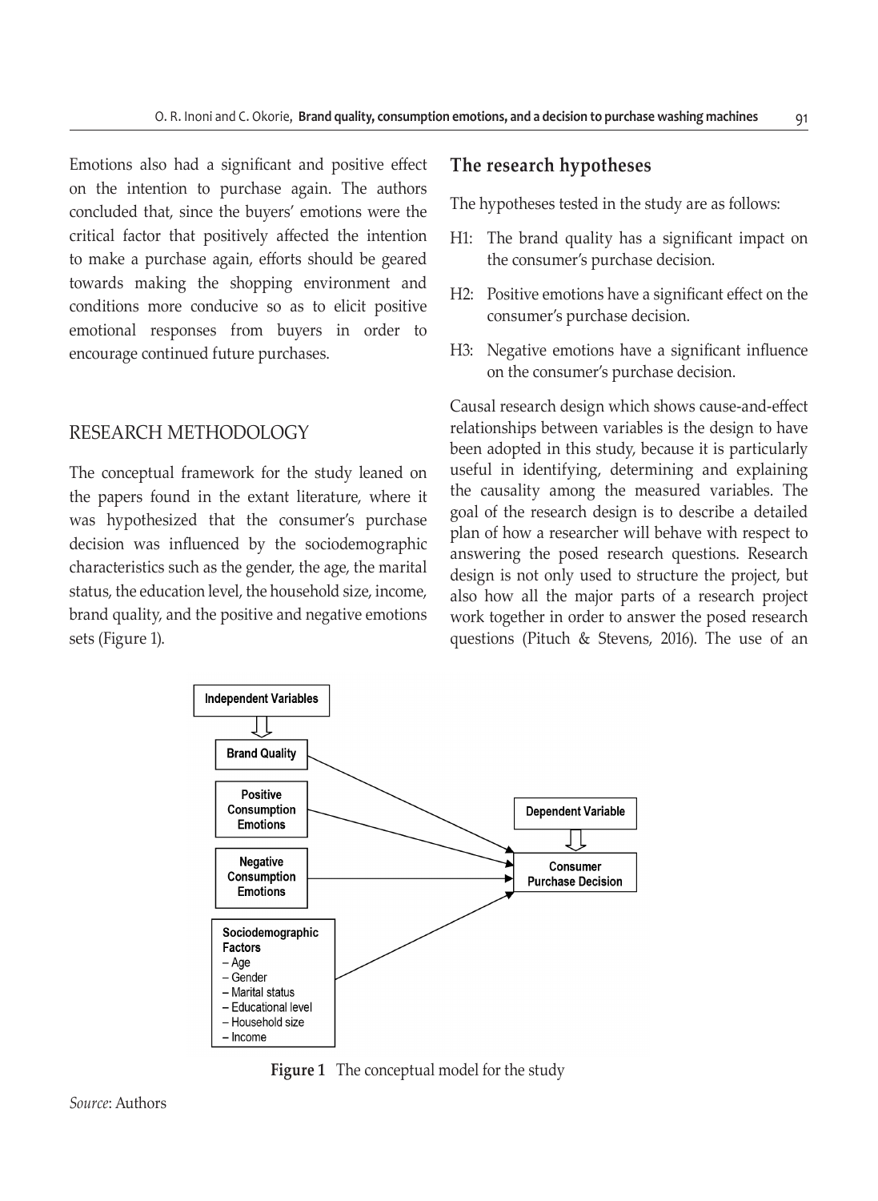Emotions also had a significant and positive effect on the intention to purchase again. The authors concluded that, since the buyers' emotions were the critical factor that positively affected the intention to make a purchase again, efforts should be geared towards making the shopping environment and conditions more conducive so as to elicit positive emotional responses from buyers in order to encourage continued future purchases.

## RESEARCH METHODOLOGY

The conceptual framework for the study leaned on the papers found in the extant literature, where it was hypothesized that the consumer's purchase decision was influenced by the sociodemographic characteristics such as the gender, the age, the marital status, the education level, the household size, income, brand quality, and the positive and negative emotions sets (Figure 1).

### The research hypotheses

The hypotheses tested in the study are as follows:

- H1: The brand quality has a significant impact on the consumer's purchase decision.
- H2: Positive emotions have a significant effect on the consumer's purchase decision.
- H3: Negative emotions have a significant influence on the consumer's purchase decision.

Causal research design which shows cause-and-effect relationships between variables is the design to have been adopted in this study, because it is particularly useful in identifying, determining and explaining the causality among the measured variables. The goal of the research design is to describe a detailed plan of how a researcher will behave with respect to answering the posed research questions. Research design is not only used to structure the project, but also how all the major parts of a research project work together in order to answer the posed research questions (Pituch & Stevens, 2016). The use of an

**Figure 1** The conceptual model for the study

*Source*: Authors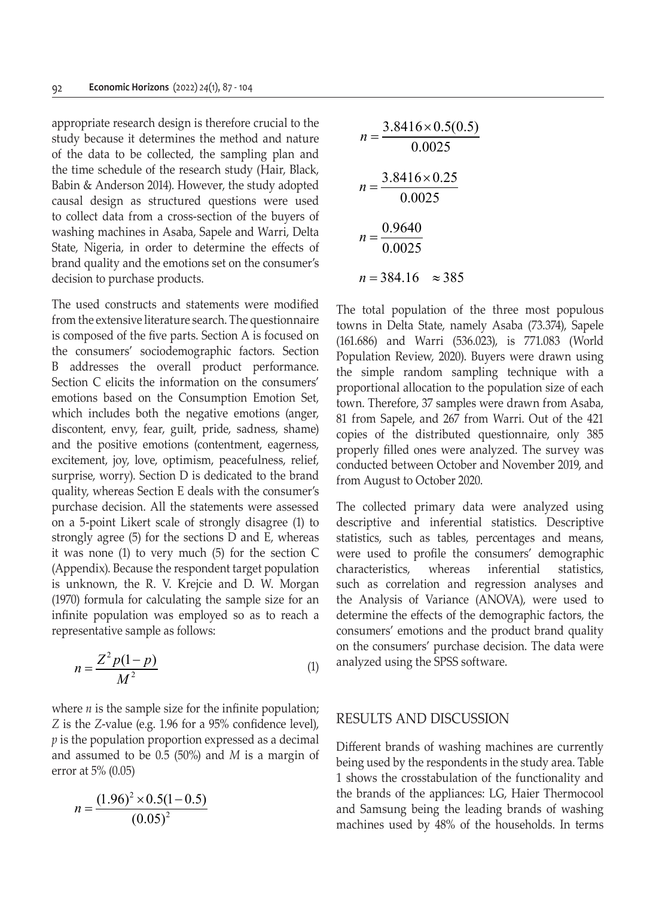appropriate research design is therefore crucial to the study because it determines the method and nature of the data to be collected, the sampling plan and the time schedule of the research study (Hair, Black, Babin & Anderson 2014). However, the study adopted causal design as structured questions were used to collect data from a cross-section of the buyers of washing machines in Asaba, Sapele and Warri, Delta State, Nigeria, in order to determine the effects of brand quality and the emotions set on the consumer's decision to purchase products.

The used constructs and statements were modified from the extensive literature search. The questionnaire is composed of the five parts. Section A is focused on the consumers' sociodemographic factors. Section B addresses the overall product performance. Section C elicits the information on the consumers' emotions based on the Consumption Emotion Set, which includes both the negative emotions (anger, discontent, envy, fear, guilt, pride, sadness, shame) and the positive emotions (contentment, eagerness, excitement, joy, love, optimism, peacefulness, relief, surprise, worry). Section D is dedicated to the brand quality, whereas Section E deals with the consumer's purchase decision. All the statements were assessed on a 5-point Likert scale of strongly disagree (1) to strongly agree (5) for the sections D and E, whereas it was none (1) to very much (5) for the section C (Appendix). Because the respondent target population is unknown, the R. V. Krejcie and D. W. Morgan (1970) formula for calculating the sample size for an infinite population was employed so as to reach a representative sample as follows:

$$n = \frac{Z^2 p(1-p)}{M^2} \tag{1}$$

where $n$ is the sample size for the infinite population; $Z$ is the $Z$-value (e.g. 1.96 for a 95% confidence level), $p$ is the population proportion expressed as a decimal and assumed to be 0.5 (50%) and $M$ is a margin of error at 5% (0.05)

$$n = \frac{(1.96)^2 \times 0.5(1-0.5)}{(0.05)^2}$$

$$n = \frac{3.8416 \times 0.5(0.5)}{0.0025}$$

$$n = \frac{3.8416 \times 0.25}{0.0025}$$

$$n = \frac{0.9640}{0.0025}$$

$$n = 384.16 \quad \approx 385$$

The total population of the three most populous towns in Delta State, namely Asaba (73.374), Sapele (161.686) and Warri (536.023), is 771.083 (World Population Review, 2020). Buyers were drawn using the simple random sampling technique with a proportional allocation to the population size of each town. Therefore, 37 samples were drawn from Asaba, 81 from Sapele, and 267 from Warri. Out of the 421 copies of the distributed questionnaire, only 385 properly filled ones were analyzed. The survey was conducted between October and November 2019, and from August to October 2020.

The collected primary data were analyzed using descriptive and inferential statistics. Descriptive statistics, such as tables, percentages and means, were used to profile the consumers' demographic characteristics, whereas inferential statistics, such as correlation and regression analyses and the Analysis of Variance (ANOVA), were used to determine the effects of the demographic factors, the consumers' emotions and the product brand quality on the consumers' purchase decision. The data were analyzed using the SPSS software.

## RESULTS AND DISCUSSION

Different brands of washing machines are currently being used by the respondents in the study area. Table 1 shows the crosstabulation of the functionality and the brands of the appliances: LG, Haier Thermocool and Samsung being the leading brands of washing machines used by 48% of the households. In terms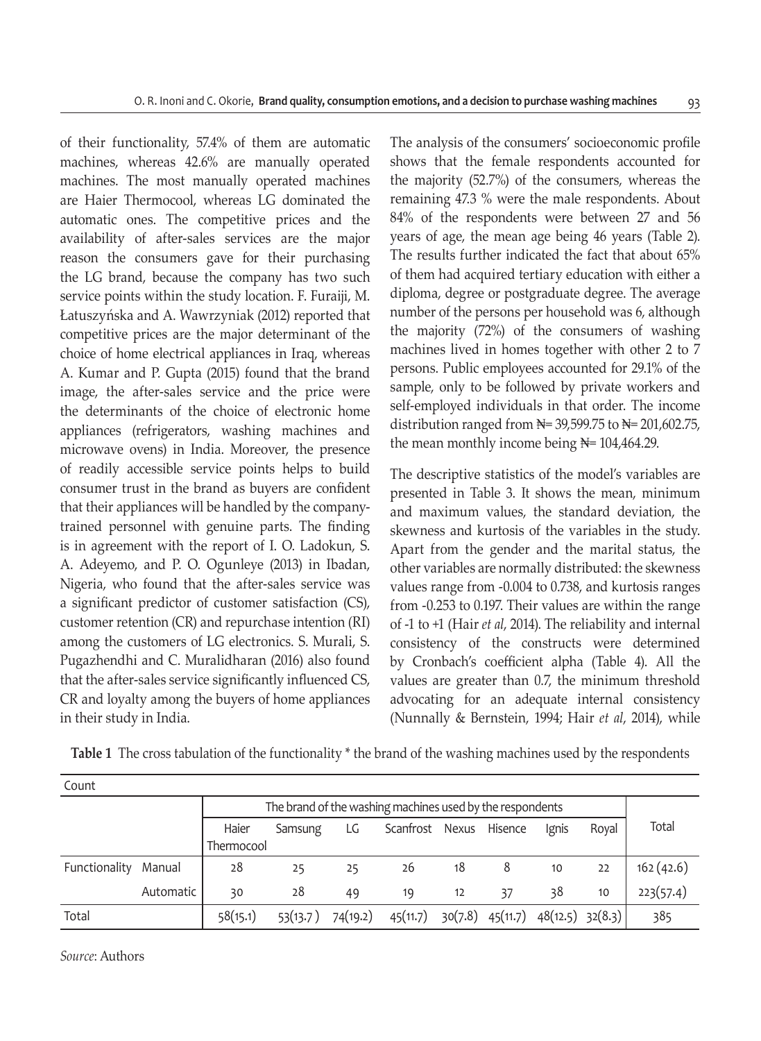of their functionality, 57.4% of them are automatic machines, whereas 42.6% are manually operated machines. The most manually operated machines are Haier Thermocool, whereas LG dominated the automatic ones. The competitive prices and the availability of after-sales services are the major reason the consumers gave for their purchasing the LG brand, because the company has two such service points within the study location. F. Furaiji, M. Łatuszyńska and A. Wawrzyniak (2012) reported that competitive prices are the major determinant of the choice of home electrical appliances in Iraq, whereas A. Kumar and P. Gupta (2015) found that the brand image, the after-sales service and the price were the determinants of the choice of electronic home appliances (refrigerators, washing machines and microwave ovens) in India. Moreover, the presence of readily accessible service points helps to build consumer trust in the brand as buyers are confident that their appliances will be handled by the company-trained personnel with genuine parts. The finding is in agreement with the report of I. O. Ladokun, S. A. Adeyemo, and P. O. Ogunleye (2013) in Ibadan, Nigeria, who found that the after-sales service was a significant predictor of customer satisfaction (CS), customer retention (CR) and repurchase intention (RI) among the customers of LG electronics. S. Murali, S. Pugazhendhi and C. Muralidharan (2016) also found that the after-sales service significantly influenced CS, CR and loyalty among the buyers of home appliances in their study in India.

The analysis of the consumers' socioeconomic profile shows that the female respondents accounted for the majority (52.7%) of the consumers, whereas the remaining 47.3 % were the male respondents. About 84% of the respondents were between 27 and 56 years of age, the mean age being 46 years (Table 2). The results further indicated the fact that about 65% of them had acquired tertiary education with either a diploma, degree or postgraduate degree. The average number of the persons per household was 6, although the majority (72%) of the consumers of washing machines lived in homes together with other 2 to 7 persons. Public employees accounted for 29.1% of the sample, only to be followed by private workers and self-employed individuals in that order. The income distribution ranged from ₦= 39,599.75 to ₦= 201,602.75, the mean monthly income being ₦= 104,464.29.

The descriptive statistics of the model's variables are presented in Table 3. It shows the mean, minimum and maximum values, the standard deviation, the skewness and kurtosis of the variables in the study. Apart from the gender and the marital status, the other variables are normally distributed: the skewness values range from -0.004 to 0.738, and kurtosis ranges from -0.253 to 0.197. Their values are within the range of -1 to +1 (Hair *et al*, 2014). The reliability and internal consistency of the constructs were determined by Cronbach's coefficient alpha (Table 4). All the values are greater than 0.7, the minimum threshold advocating for an adequate internal consistency (Nunnally & Bernstein, 1994; Hair *et al*, 2014), while

**Table 1** The cross tabulation of the functionality * the brand of the washing machines used by the respondents

| Count | | The brand of the washing machines used by the respondents | | | | | | | | Total |
|---|---|---|---|---|---|---|---|---|---|---|
| | | Haier Thermocool | Samsung | LG | Scanfrost | Nexus | Hisence | Ignis | Royal | |
| Functionality | Manual | 28 | 25 | 25 | 26 | 18 | 8 | 10 | 22 | 162 (42.6) |
| | Automatic | 30 | 28 | 49 | 19 | 12 | 37 | 38 | 10 | 223(57.4) |
| Total | | 58(15.1) | 53(13.7 ) | 74(19.2) | 45(11.7) | 30(7.8) | 45(11.7) | 48(12.5) | 32(8.3) | 385 |

*Source*: Authors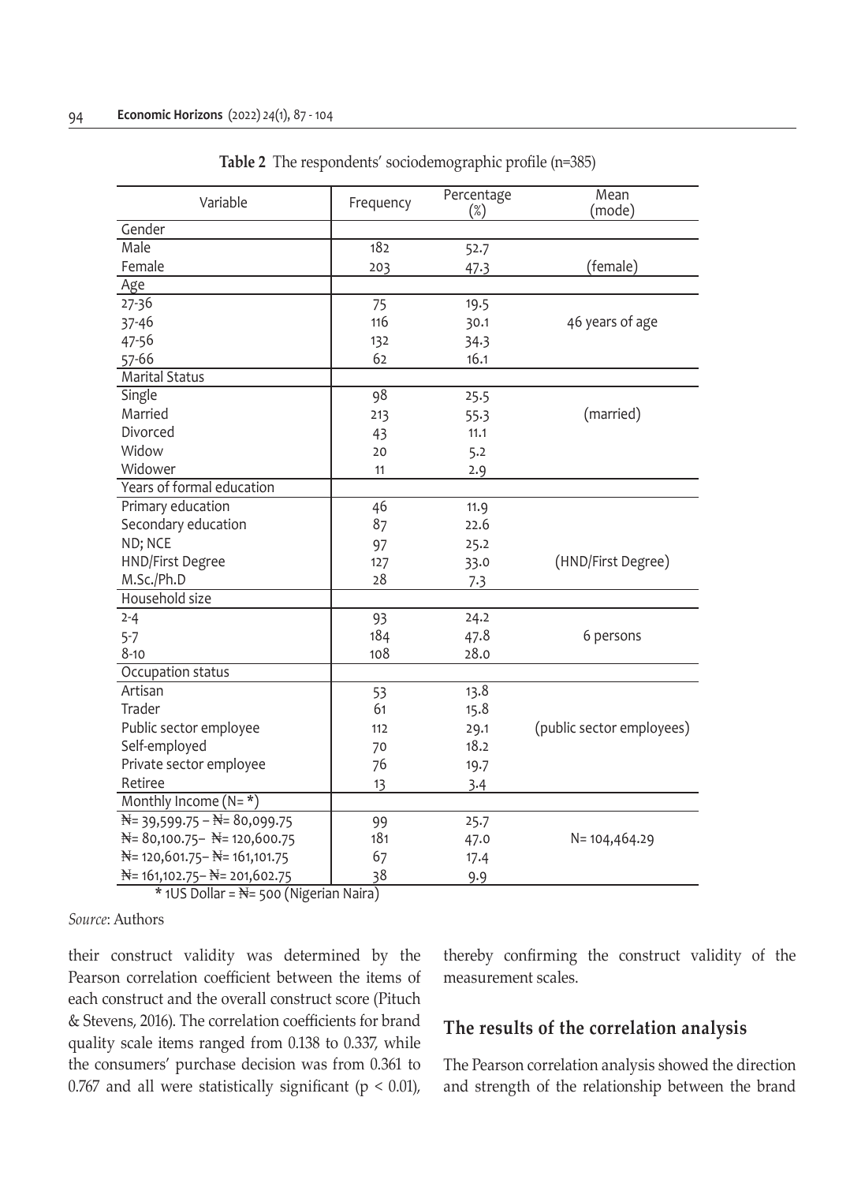**Table 2** The respondents' sociodemographic profile (n=385)

| Variable | Frequency | Percentage (%) | Mean (mode) |
|---|---|---|---|
| Gender | | | |
| Male | 182 | 52.7 | |
| Female | 203 | 47.3 | (female) |
| Age | | | |
| 27-36 | 75 | 19.5 | |
| 37-46 | 116 | 30.1 | 46 years of age |
| 47-56 | 132 | 34.3 | |
| 57-66 | 62 | 16.1 | |
| Marital Status | | | |
| Single | 98 | 25.5 | |
| Married | 213 | 55.3 | (married) |
| Divorced | 43 | 11.1 | |
| Widow | 20 | 5.2 | |
| Widower | 11 | 2.9 | |
| Years of formal education | | | |
| Primary education | 46 | 11.9 | |
| Secondary education | 87 | 22.6 | |
| ND; NCE | 97 | 25.2 | |
| HND/First Degree | 127 | 33.0 | (HND/First Degree) |
| M.Sc./Ph.D | 28 | 7.3 | |
| Household size | | | |
| 2-4 | 93 | 24.2 | |
| 5-7 | 184 | 47.8 | 6 persons |
| 8-10 | 108 | 28.0 | |
| Occupation status | | | |
| Artisan | 53 | 13.8 | |
| Trader | 61 | 15.8 | |
| Public sector employee | 112 | 29.1 | (public sector employees) |
| Self-employed | 70 | 18.2 | |
| Private sector employee | 76 | 19.7 | |
| Retiree | 13 | 3.4 | |
| Monthly Income (N= *) | | | |
| ₦= 39,599.75 – ₦= 80,099.75 | 99 | 25.7 | |
| ₦= 80,100.75– ₦= 120,600.75 | 181 | 47.0 | N= 104,464.29 |
| ₦= 120,601.75– ₦= 161,101.75 | 67 | 17.4 | |
| ₦= 161,102.75– ₦= 201,602.75 | 38 | 9.9 | |

* 1US Dollar = ₦= 500 (Nigerian Naira)

*Source*: Authors

their construct validity was determined by the Pearson correlation coefficient between the items of each construct and the overall construct score (Pituch & Stevens, 2016). The correlation coefficients for brand quality scale items ranged from 0.138 to 0.337, while the consumers' purchase decision was from 0.361 to 0.767 and all were statistically significant ($p < 0.01$), thereby confirming the construct validity of the measurement scales.

## The results of the correlation analysis

The Pearson correlation analysis showed the direction and strength of the relationship between the brand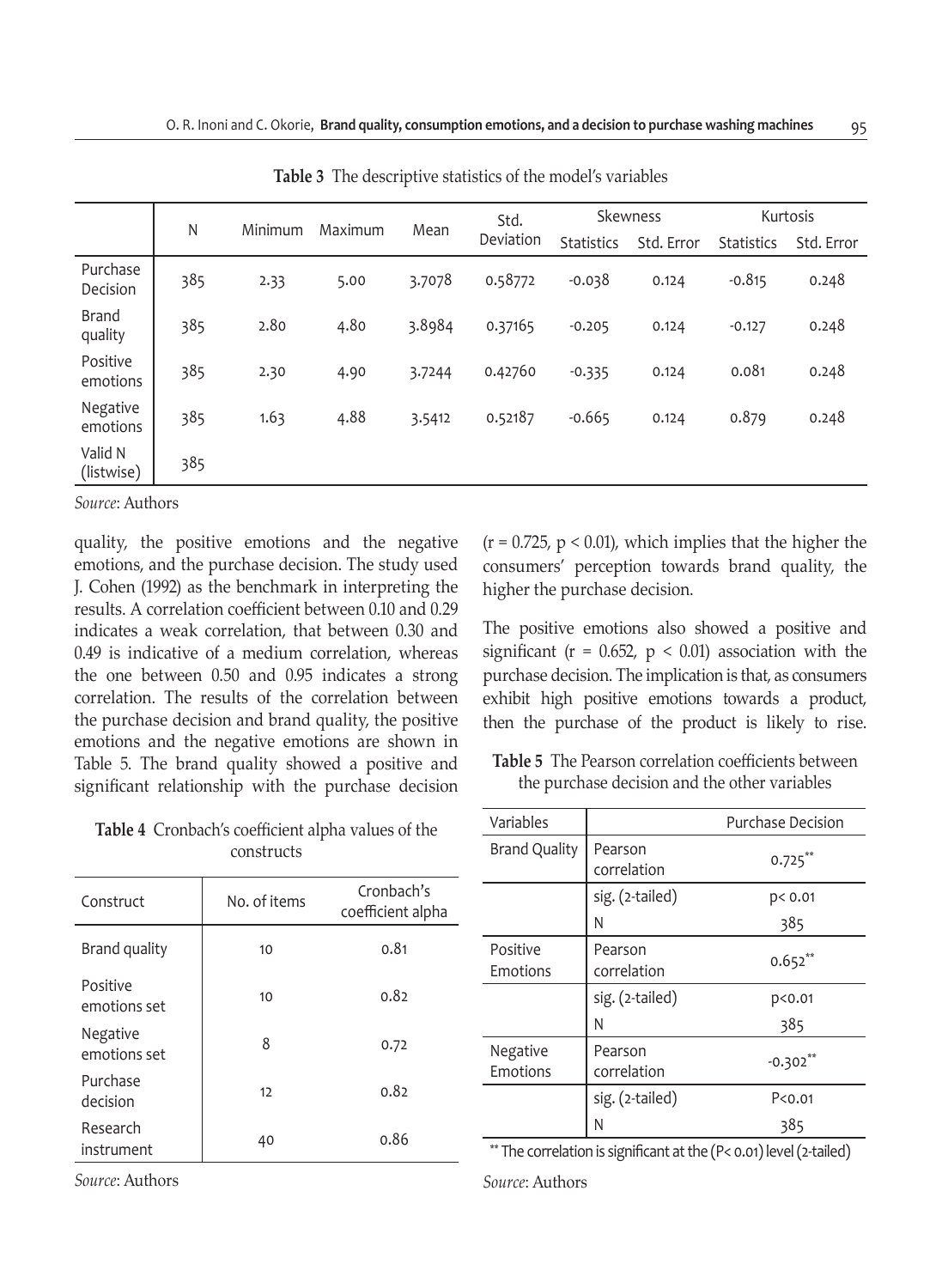**Table 3** The descriptive statistics of the model's variables

| | N | Minimum | Maximum | Mean | Std. Deviation | Skewness | | Kurtosis | |
|---|---|---|---|---|---|---|---|---|---|
| | | | | | | Statistics | Std. Error | Statistics | Std. Error |
| Purchase Decision | 385 | 2.33 | 5.00 | 3.7078 | 0.58772 | -0.038 | 0.124 | -0.815 | 0.248 |
| Brand quality | 385 | 2.80 | 4.80 | 3.8984 | 0.37165 | -0.205 | 0.124 | -0.127 | 0.248 |
| Positive emotions | 385 | 2.30 | 4.90 | 3.7244 | 0.42760 | -0.335 | 0.124 | 0.081 | 0.248 |
| Negative emotions | 385 | 1.63 | 4.88 | 3.5412 | 0.52187 | -0.665 | 0.124 | 0.879 | 0.248 |
| Valid N (listwise) | 385 | | | | | | | | |

*Source*: Authors

quality, the positive emotions and the negative emotions, and the purchase decision. The study used J. Cohen (1992) as the benchmark in interpreting the results. A correlation coefficient between 0.10 and 0.29 indicates a weak correlation, that between 0.30 and 0.49 is indicative of a medium correlation, whereas the one between 0.50 and 0.95 indicates a strong correlation. The results of the correlation between the purchase decision and brand quality, the positive emotions and the negative emotions are shown in Table 5. The brand quality showed a positive and significant relationship with the purchase decision ($r = 0.725$, $p < 0.01$), which implies that the higher the consumers' perception towards brand quality, the higher the purchase decision.

The positive emotions also showed a positive and significant ($r = 0.652$, $p < 0.01$) association with the purchase decision. The implication is that, as consumers exhibit high positive emotions towards a product, then the purchase of the product is likely to rise.

**Table 4** Cronbach's coefficient alpha values of the constructs

| Construct | No. of items | Cronbach's coefficient alpha |
|---|---|---|
| Brand quality | 10 | 0.81 |
| Positive emotions set | 10 | 0.82 |
| Negative emotions set | 8 | 0.72 |
| Purchase decision | 12 | 0.82 |
| Research instrument | 40 | 0.86 |

*Source*: Authors

**Table 5** The Pearson correlation coefficients between the purchase decision and the other variables

| Variables | | Purchase Decision |
|---|---|---|
| Brand Quality | Pearson correlation | $0.725^{**}$ |
| | sig. (2-tailed) | $p < 0.01$ |
| | N | 385 |
| Positive Emotions | Pearson correlation | $0.652^{**}$ |
| | sig. (2-tailed) | $p < 0.01$ |
| | N | 385 |
| Negative Emotions | Pearson correlation | $-0.302^{**}$ |
| | sig. (2-tailed) | $P < 0.01$ |
| | N | 385 |

** The correlation is significant at the ($P < 0.01$) level (2-tailed)

*Source*: Authors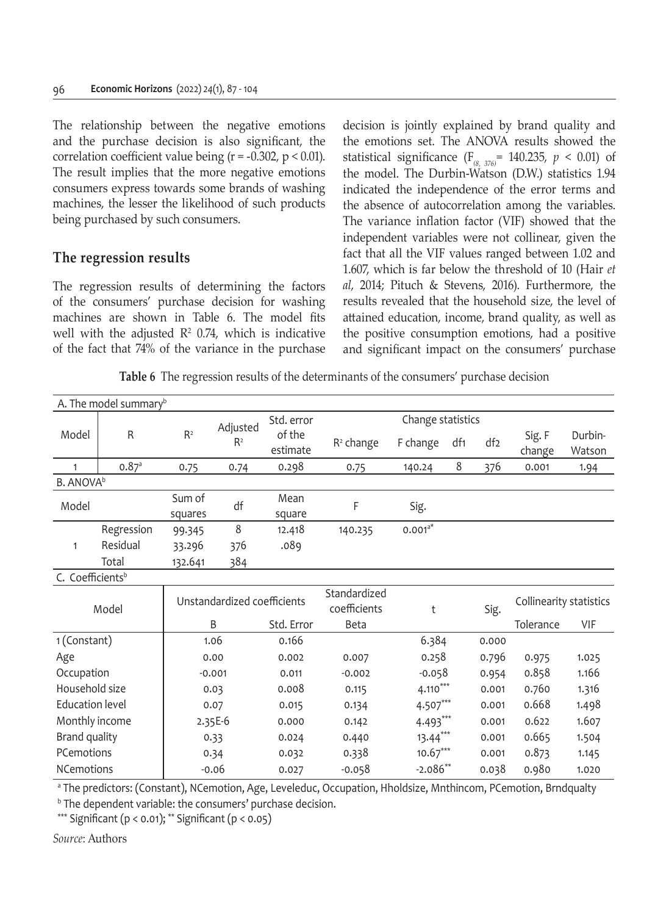The relationship between the negative emotions and the purchase decision is also significant, the correlation coefficient value being (r = -0.302, p < 0.01). The result implies that the more negative emotions consumers express towards some brands of washing machines, the lesser the likelihood of such products being purchased by such consumers.

## The regression results

The regression results of determining the factors of the consumers' purchase decision for washing machines are shown in Table 6. The model fits well with the adjusted $R^2$ 0.74, which is indicative of the fact that 74% of the variance in the purchase decision is jointly explained by brand quality and the emotions set. The ANOVA results showed the statistical significance ($F_{(8,\ 376)}$= 140.235, $p < 0.01$) of the model. The Durbin-Watson (D.W.) statistics 1.94 indicated the independence of the error terms and the absence of autocorrelation among the variables. The variance inflation factor (VIF) showed that the independent variables were not collinear, given the fact that all the VIF values ranged between 1.02 and 1.607, which is far below the threshold of 10 (Hair *et al*, 2014; Pituch & Stevens, 2016). Furthermore, the results revealed that the household size, the level of attained education, income, brand quality, as well as the positive consumption emotions, had a positive and significant impact on the consumers' purchase

**Table 6** The regression results of the determinants of the consumers' purchase decision

A. The model summary[b]

| Model | R | $R^2$ | Adjusted $R^2$ | Std. error of the estimate | Change statistics | | | | | Durbin-Watson |
|---|---|---|---|---|---|---|---|---|---|---|
| | | | | | $R^2$ change | F change | df1 | df2 | Sig. F change | |
| 1 | 0.87[a] | 0.75 | 0.74 | 0.298 | 0.75 | 140.24 | 8 | 376 | 0.001 | 1.94 |

B. ANOVA[b]

| Model | | Sum of squares | df | Mean square | F | Sig. |
|---|---|---|---|---|---|---|
| 1 | Regression | 99.345 | 8 | 12.418 | 140.235 | 0.001[a*] |
| | Residual | 33.296 | 376 | .089 | | |
| | Total | 132.641 | 384 | | | |

C. Coefficients[b]

| Model | Unstandardized coefficients | | Standardized coefficients | t | Sig. | Collinearity statistics | |
|---|---|---|---|---|---|---|---|
| | B | Std. Error | Beta | | | Tolerance | VIF |
| 1 (Constant) | 1.06 | 0.166 | | 6.384 | 0.000 | | |
| Age | 0.00 | 0.002 | 0.007 | 0.258 | 0.796 | 0.975 | 1.025 |
| Occupation | -0.001 | 0.011 | -0.002 | -0.058 | 0.954 | 0.858 | 1.166 |
| Household size | 0.03 | 0.008 | 0.115 | 4.110*** | 0.001 | 0.760 | 1.316 |
| Education level | 0.07 | 0.015 | 0.134 | 4.507*** | 0.001 | 0.668 | 1.498 |
| Monthly income | 2.35E-6 | 0.000 | 0.142 | 4.493*** | 0.001 | 0.622 | 1.607 |
| Brand quality | 0.33 | 0.024 | 0.440 | 13.44*** | 0.001 | 0.665 | 1.504 |
| PCemotions | 0.34 | 0.032 | 0.338 | 10.67*** | 0.001 | 0.873 | 1.145 |
| NCemotions | -0.06 | 0.027 | -0.058 | -2.086** | 0.038 | 0.980 | 1.020 |

[a] The predictors: (Constant), NCemotion, Age, Leveleduc, Occupation, Hholdsize, Mnthincom, PCemotion, Brndqualty

[b] The dependent variable: the consumers' purchase decision.

*** Significant (p < 0.01); ** Significant (p < 0.05)

*Source*: Authors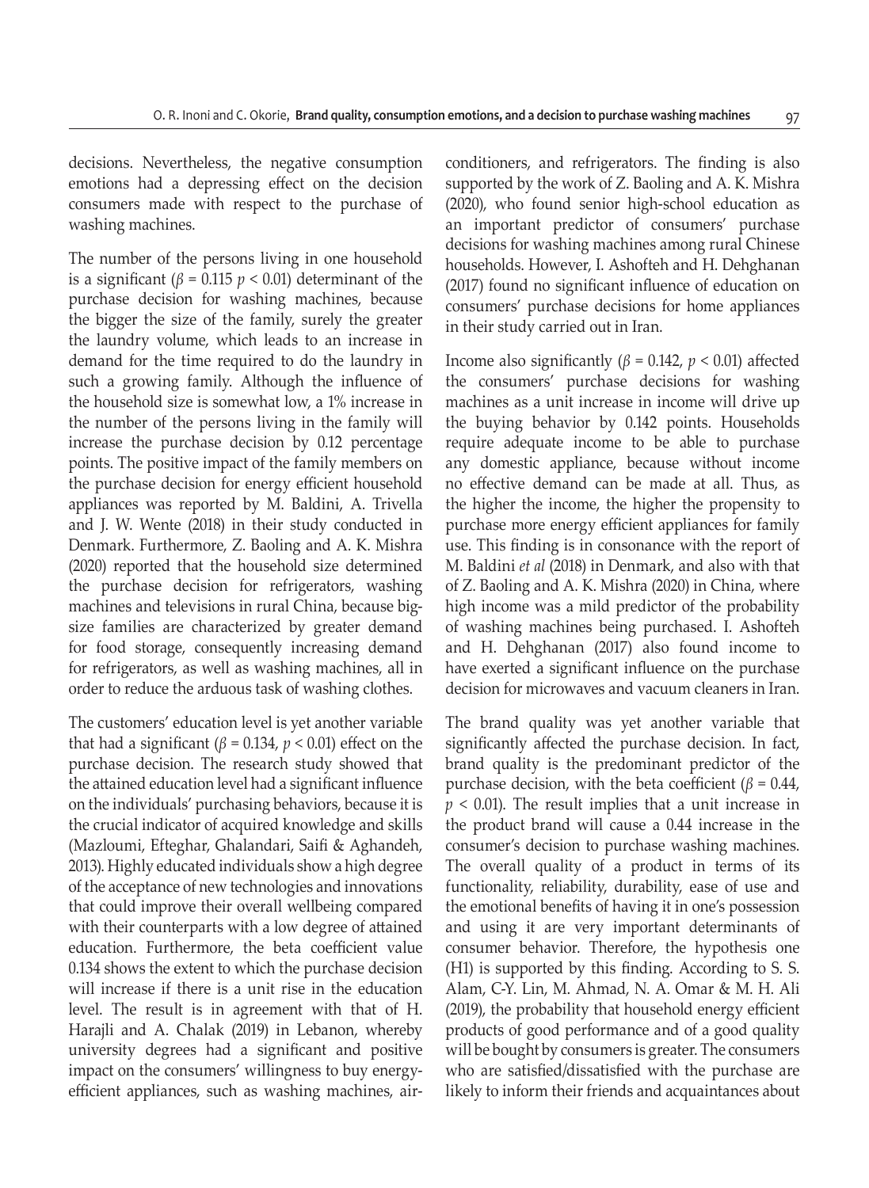decisions. Nevertheless, the negative consumption emotions had a depressing effect on the decision consumers made with respect to the purchase of washing machines.

The number of the persons living in one household is a significant ($\beta = 0.115$ $p < 0.01$) determinant of the purchase decision for washing machines, because the bigger the size of the family, surely the greater the laundry volume, which leads to an increase in demand for the time required to do the laundry in such a growing family. Although the influence of the household size is somewhat low, a 1% increase in the number of the persons living in the family will increase the purchase decision by 0.12 percentage points. The positive impact of the family members on the purchase decision for energy efficient household appliances was reported by M. Baldini, A. Trivella and J. W. Wente (2018) in their study conducted in Denmark. Furthermore, Z. Baoling and A. K. Mishra (2020) reported that the household size determined the purchase decision for refrigerators, washing machines and televisions in rural China, because big-size families are characterized by greater demand for food storage, consequently increasing demand for refrigerators, as well as washing machines, all in order to reduce the arduous task of washing clothes.

The customers' education level is yet another variable that had a significant ($\beta = 0.134$, $p < 0.01$) effect on the purchase decision. The research study showed that the attained education level had a significant influence on the individuals' purchasing behaviors, because it is the crucial indicator of acquired knowledge and skills (Mazloumi, Efteghar, Ghalandari, Saifi & Aghandeh, 2013). Highly educated individuals show a high degree of the acceptance of new technologies and innovations that could improve their overall wellbeing compared with their counterparts with a low degree of attained education. Furthermore, the beta coefficient value 0.134 shows the extent to which the purchase decision will increase if there is a unit rise in the education level. The result is in agreement with that of H. Harajli and A. Chalak (2019) in Lebanon, whereby university degrees had a significant and positive impact on the consumers' willingness to buy energy-efficient appliances, such as washing machines, air-conditioners, and refrigerators. The finding is also supported by the work of Z. Baoling and A. K. Mishra (2020), who found senior high-school education as an important predictor of consumers' purchase decisions for washing machines among rural Chinese households. However, I. Ashofteh and H. Dehghanan (2017) found no significant influence of education on consumers' purchase decisions for home appliances in their study carried out in Iran.

Income also significantly ($\beta = 0.142$, $p < 0.01$) affected the consumers' purchase decisions for washing machines as a unit increase in income will drive up the buying behavior by 0.142 points. Households require adequate income to be able to purchase any domestic appliance, because without income no effective demand can be made at all. Thus, as the higher the income, the higher the propensity to purchase more energy efficient appliances for family use. This finding is in consonance with the report of M. Baldini *et al* (2018) in Denmark, and also with that of Z. Baoling and A. K. Mishra (2020) in China, where high income was a mild predictor of the probability of washing machines being purchased. I. Ashofteh and H. Dehghanan (2017) also found income to have exerted a significant influence on the purchase decision for microwaves and vacuum cleaners in Iran.

The brand quality was yet another variable that significantly affected the purchase decision. In fact, brand quality is the predominant predictor of the purchase decision, with the beta coefficient ($\beta = 0.44$, $p < 0.01$). The result implies that a unit increase in the product brand will cause a 0.44 increase in the consumer's decision to purchase washing machines. The overall quality of a product in terms of its functionality, reliability, durability, ease of use and the emotional benefits of having it in one's possession and using it are very important determinants of consumer behavior. Therefore, the hypothesis one (H1) is supported by this finding. According to S. S. Alam, C-Y. Lin, M. Ahmad, N. A. Omar & M. H. Ali (2019), the probability that household energy efficient products of good performance and of a good quality will be bought by consumers is greater. The consumers who are satisfied/dissatisfied with the purchase are likely to inform their friends and acquaintances about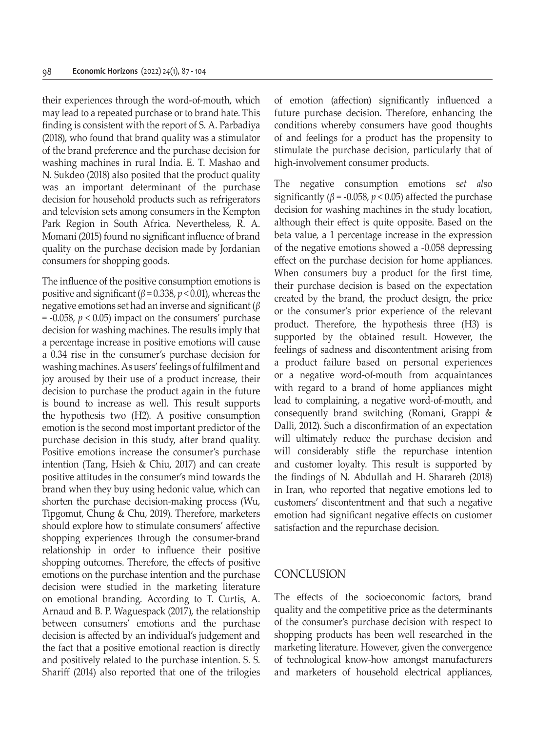their experiences through the word-of-mouth, which may lead to a repeated purchase or to brand hate. This finding is consistent with the report of S. A. Parbadiya (2018), who found that brand quality was a stimulator of the brand preference and the purchase decision for washing machines in rural India. E. T. Mashao and N. Sukdeo (2018) also posited that the product quality was an important determinant of the purchase decision for household products such as refrigerators and television sets among consumers in the Kempton Park Region in South Africa. Nevertheless, R. A. Momani (2015) found no significant influence of brand quality on the purchase decision made by Jordanian consumers for shopping goods.

The influence of the positive consumption emotions is positive and significant ($\beta = 0.338$, $p < 0.01$), whereas the negative emotions set had an inverse and significant ($\beta = -0.058$, $p < 0.05$) impact on the consumers' purchase decision for washing machines. The results imply that a percentage increase in positive emotions will cause a 0.34 rise in the consumer's purchase decision for washing machines. As users' feelings of fulfilment and joy aroused by their use of a product increase, their decision to purchase the product again in the future is bound to increase as well. This result supports the hypothesis two (H2). A positive consumption emotion is the second most important predictor of the purchase decision in this study, after brand quality. Positive emotions increase the consumer's purchase intention (Tang, Hsieh & Chiu, 2017) and can create positive attitudes in the consumer's mind towards the brand when they buy using hedonic value, which can shorten the purchase decision-making process (Wu, Tipgomut, Chung & Chu, 2019). Therefore, marketers should explore how to stimulate consumers' affective shopping experiences through the consumer-brand relationship in order to influence their positive shopping outcomes. Therefore, the effects of positive emotions on the purchase intention and the purchase decision were studied in the marketing literature on emotional branding. According to T. Curtis, A. Arnaud and B. P. Waguespack (2017), the relationship between consumers' emotions and the purchase decision is affected by an individual's judgement and the fact that a positive emotional reaction is directly and positively related to the purchase intention. S. S. Shariff (2014) also reported that one of the trilogies of emotion (affection) significantly influenced a future purchase decision. Therefore, enhancing the conditions whereby consumers have good thoughts of and feelings for a product has the propensity to stimulate the purchase decision, particularly that of high-involvement consumer products.

The negative consumption emotions s*et al*so significantly ($\beta = -0.058$, $p < 0.05$) affected the purchase decision for washing machines in the study location, although their effect is quite opposite. Based on the beta value, a 1 percentage increase in the expression of the negative emotions showed a -0.058 depressing effect on the purchase decision for home appliances. When consumers buy a product for the first time, their purchase decision is based on the expectation created by the brand, the product design, the price or the consumer's prior experience of the relevant product. Therefore, the hypothesis three (H3) is supported by the obtained result. However, the feelings of sadness and discontentment arising from a product failure based on personal experiences or a negative word-of-mouth from acquaintances with regard to a brand of home appliances might lead to complaining, a negative word-of-mouth, and consequently brand switching (Romani, Grappi & Dalli, 2012). Such a disconfirmation of an expectation will ultimately reduce the purchase decision and will considerably stifle the repurchase intention and customer loyalty. This result is supported by the findings of N. Abdullah and H. Sharareh (2018) in Iran, who reported that negative emotions led to customers' discontentment and that such a negative emotion had significant negative effects on customer satisfaction and the repurchase decision.

## CONCLUSION

The effects of the socioeconomic factors, brand quality and the competitive price as the determinants of the consumer's purchase decision with respect to shopping products has been well researched in the marketing literature. However, given the convergence of technological know-how amongst manufacturers and marketers of household electrical appliances,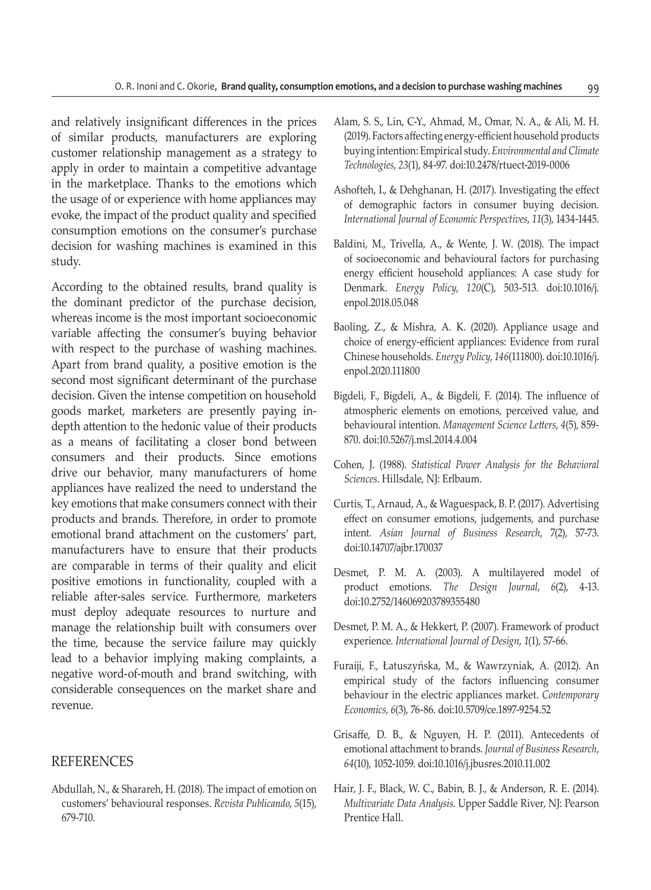and relatively insignificant differences in the prices of similar products, manufacturers are exploring customer relationship management as a strategy to apply in order to maintain a competitive advantage in the marketplace. Thanks to the emotions which the usage of or experience with home appliances may evoke, the impact of the product quality and specified consumption emotions on the consumer's purchase decision for washing machines is examined in this study.

According to the obtained results, brand quality is the dominant predictor of the purchase decision, whereas income is the most important socioeconomic variable affecting the consumer's buying behavior with respect to the purchase of washing machines. Apart from brand quality, a positive emotion is the second most significant determinant of the purchase decision. Given the intense competition on household goods market, marketers are presently paying in-depth attention to the hedonic value of their products as a means of facilitating a closer bond between consumers and their products. Since emotions drive our behavior, many manufacturers of home appliances have realized the need to understand the key emotions that make consumers connect with their products and brands. Therefore, in order to promote emotional brand attachment on the customers' part, manufacturers have to ensure that their products are comparable in terms of their quality and elicit positive emotions in functionality, coupled with a reliable after-sales service. Furthermore, marketers must deploy adequate resources to nurture and manage the relationship built with consumers over the time, because the service failure may quickly lead to a behavior implying making complaints, a negative word-of-mouth and brand switching, with considerable consequences on the market share and revenue.

## REFERENCES

Abdullah, N., & Sharareh, H. (2018). The impact of emotion on customers' behavioural responses. *Revista Publicando*, *5*(15), 679-710.

Alam, S. S., Lin, C-Y., Ahmad, M., Omar, N. A., & Ali, M. H. (2019). Factors affecting energy-efficient household products buying intention: Empirical study. *Environmental and Climate Technologies*, *23*(1), 84-97. doi:10.2478/rtuect-2019-0006

Ashofteh, I., & Dehghanan, H. (2017). Investigating the effect of demographic factors in consumer buying decision. *International Journal of Economic Perspectives*, *11*(3), 1434-1445.

Baldini, M., Trivella, A., & Wente, J. W. (2018). The impact of socioeconomic and behavioural factors for purchasing energy efficient household appliances: A case study for Denmark. *Energy Policy*, *120*(C), 503-513. doi:10.1016/j.enpol.2018.05.048

Baoling, Z., & Mishra, A. K. (2020). Appliance usage and choice of energy-efficient appliances: Evidence from rural Chinese households. *Energy Policy*, *146*(111800). doi:10.1016/j.enpol.2020.111800

Bigdeli, F., Bigdeli, A., & Bigdeli, F. (2014). The influence of atmospheric elements on emotions, perceived value, and behavioural intention. *Management Science Letters*, *4*(5), 859-870. doi:10.5267/j.msl.2014.4.004

Cohen, J. (1988). *Statistical Power Analysis for the Behavioral Sciences*. Hillsdale, NJ: Erlbaum.

Curtis, T., Arnaud, A., & Waguespack, B. P. (2017). Advertising effect on consumer emotions, judgements, and purchase intent. *Asian Journal of Business Research*, *7*(2), 57-73. doi:10.14707/ajbr.170037

Desmet, P. M. A. (2003). A multilayered model of product emotions. *The Design Journal*, *6*(2), 4-13. doi:10.2752/146069203789355480

Desmet, P. M. A., & Hekkert, P. (2007). Framework of product experience. *International Journal of Design*, *1*(1), 57-66.

Furaiji, F., Łatuszyńska, M., & Wawrzyniak, A. (2012). An empirical study of the factors influencing consumer behaviour in the electric appliances market. *Contemporary Economics*, *6*(3), 76-86. doi:10.5709/ce.1897-9254.52

Grisaffe, D. B., & Nguyen, H. P. (2011). Antecedents of emotional attachment to brands. *Journal of Business Research*, *64*(10), 1052-1059. doi:10.1016/j.jbusres.2010.11.002

Hair, J. F., Black, W. C., Babin, B. J., & Anderson, R. E. (2014). *Multivariate Data Analysis*. Upper Saddle River, NJ: Pearson Prentice Hall.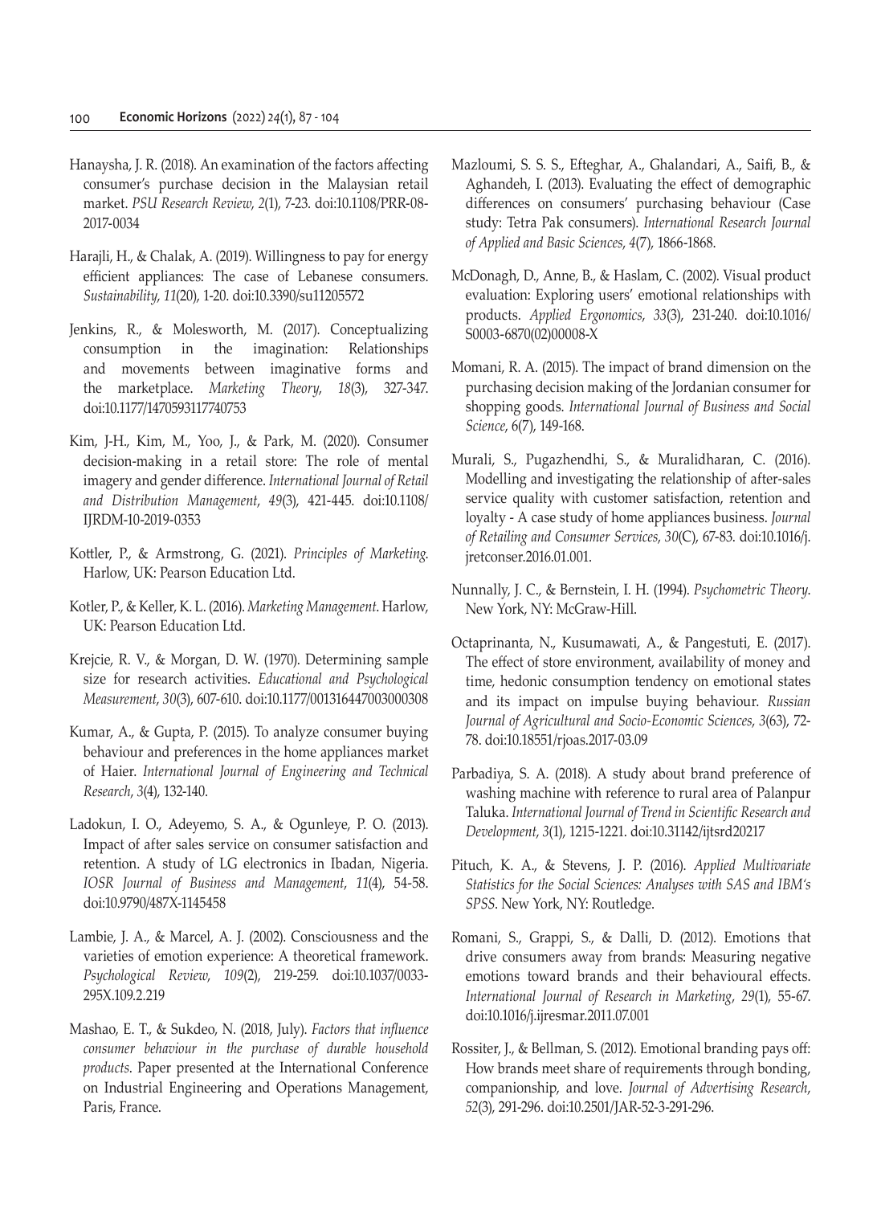Hanaysha, J. R. (2018). An examination of the factors affecting consumer's purchase decision in the Malaysian retail market. *PSU Research Review*, *2*(1), 7-23. doi:10.1108/PRR-08-2017-0034

Harajli, H., & Chalak, A. (2019). Willingness to pay for energy efficient appliances: The case of Lebanese consumers. *Sustainability*, *11*(20), 1-20. doi:10.3390/su11205572

Jenkins, R., & Molesworth, M. (2017). Conceptualizing consumption in the imagination: Relationships and movements between imaginative forms and the marketplace. *Marketing Theory*, *18*(3), 327-347. doi:10.1177/1470593117740753

Kim, J-H., Kim, M., Yoo, J., & Park, M. (2020). Consumer decision-making in a retail store: The role of mental imagery and gender difference. *International Journal of Retail and Distribution Management*, *49*(3), 421-445. doi:10.1108/IJRDM-10-2019-0353

Kottler, P., & Armstrong, G. (2021). *Principles of Marketing.* Harlow, UK: Pearson Education Ltd.

Kotler, P., & Keller, K. L. (2016). *Marketing Management*. Harlow, UK: Pearson Education Ltd.

Krejcie, R. V., & Morgan, D. W. (1970). Determining sample size for research activities. *Educational and Psychological Measurement*, *30*(3), 607-610. doi:10.1177/001316447003000308

Kumar, A., & Gupta, P. (2015). To analyze consumer buying behaviour and preferences in the home appliances market of Haier. *International Journal of Engineering and Technical Research*, *3*(4), 132-140.

Ladokun, I. O., Adeyemo, S. A., & Ogunleye, P. O. (2013). Impact of after sales service on consumer satisfaction and retention. A study of LG electronics in Ibadan, Nigeria. *IOSR Journal of Business and Management*, *11*(4), 54-58. doi:10.9790/487X-1145458

Lambie, J. A., & Marcel, A. J. (2002). Consciousness and the varieties of emotion experience: A theoretical framework. *Psychological Review*, *109*(2), 219-259. doi:10.1037/0033-295X.109.2.219

Mashao, E. T., & Sukdeo, N. (2018, July). *Factors that influence consumer behaviour in the purchase of durable household products*. Paper presented at the International Conference on Industrial Engineering and Operations Management, Paris, France.

Mazloumi, S. S. S., Efteghar, A., Ghalandari, A., Saifi, B., & Aghandeh, I. (2013). Evaluating the effect of demographic differences on consumers' purchasing behaviour (Case study: Tetra Pak consumers). *International Research Journal of Applied and Basic Sciences*, *4*(7), 1866-1868.

McDonagh, D., Anne, B., & Haslam, C. (2002). Visual product evaluation: Exploring users' emotional relationships with products. *Applied Ergonomics*, *33*(3), 231-240. doi:10.1016/S0003-6870(02)00008-X

Momani, R. A. (2015). The impact of brand dimension on the purchasing decision making of the Jordanian consumer for shopping goods. *International Journal of Business and Social Science*, 6(7), 149-168.

Murali, S., Pugazhendhi, S., & Muralidharan, C. (2016). Modelling and investigating the relationship of after-sales service quality with customer satisfaction, retention and loyalty - A case study of home appliances business. *Journal of Retailing and Consumer Services*, *30*(C), 67-83. doi:10.1016/j.jretconser.2016.01.001.

Nunnally, J. C., & Bernstein, I. H. (1994). *Psychometric Theory*. New York, NY: McGraw-Hill.

Octaprinanta, N., Kusumawati, A., & Pangestuti, E. (2017). The effect of store environment, availability of money and time, hedonic consumption tendency on emotional states and its impact on impulse buying behaviour. *Russian Journal of Agricultural and Socio-Economic Sciences*, *3*(63), 72-78. doi:10.18551/rjoas.2017-03.09

Parbadiya, S. A. (2018). A study about brand preference of washing machine with reference to rural area of Palanpur Taluka. *International Journal of Trend in Scientific Research and Development*, *3*(1), 1215-1221. doi:10.31142/ijtsrd20217

Pituch, K. A., & Stevens, J. P. (2016). *Applied Multivariate Statistics for the Social Sciences: Analyses with SAS and IBM's SPSS*. New York, NY: Routledge.

Romani, S., Grappi, S., & Dalli, D. (2012). Emotions that drive consumers away from brands: Measuring negative emotions toward brands and their behavioural effects. *International Journal of Research in Marketing*, *29*(1), 55-67. doi:10.1016/j.ijresmar.2011.07.001

Rossiter, J., & Bellman, S. (2012). Emotional branding pays off: How brands meet share of requirements through bonding, companionship, and love. *Journal of Advertising Research*, *52*(3), 291-296. doi:10.2501/JAR-52-3-291-296.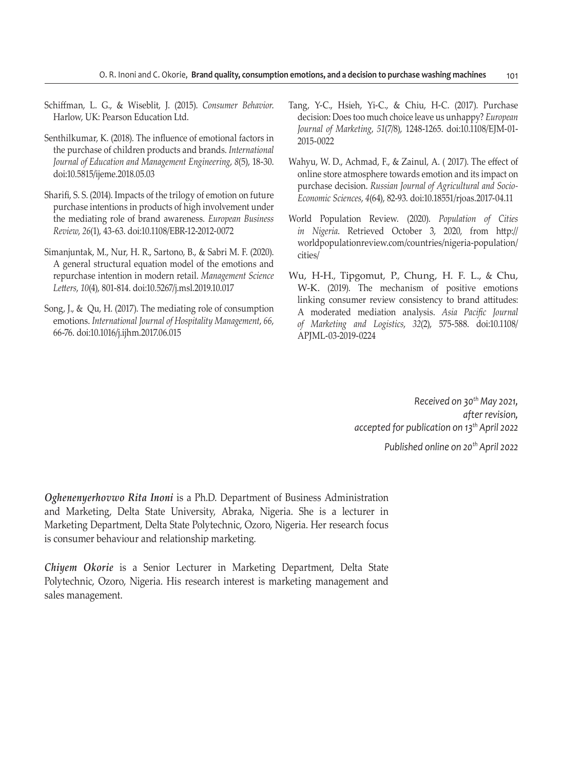Schiffman, L. G., & Wiseblit, J. (2015). *Consumer Behavior.* Harlow, UK: Pearson Education Ltd.

Senthilkumar, K. (2018). The influence of emotional factors in the purchase of children products and brands. *International Journal of Education and Management Engineering, 8*(5), 18-30. doi:10.5815/ijeme.2018.05.03

Sharifi, S. S. (2014). Impacts of the trilogy of emotion on future purchase intentions in products of high involvement under the mediating role of brand awareness. *European Business Review, 26*(1), 43-63. doi:10.1108/EBR-12-2012-0072

Simanjuntak, M., Nur, H. R., Sartono, B., & Sabri M. F. (2020). A general structural equation model of the emotions and repurchase intention in modern retail. *Management Science Letters, 10*(4), 801-814. doi:10.5267/j.msl.2019.10.017

Song, J., & Qu, H. (2017). The mediating role of consumption emotions. *International Journal of Hospitality Management, 66*, 66-76. doi:10.1016/j.ijhm.2017.06.015

Tang, Y-C., Hsieh, Yi-C., & Chiu, H-C. (2017). Purchase decision: Does too much choice leave us unhappy? *European Journal of Marketing, 51*(7/8), 1248-1265. doi:10.1108/EJM-01-2015-0022

Wahyu, W. D., Achmad, F., & Zainul, A. ( 2017). The effect of online store atmosphere towards emotion and its impact on purchase decision. *Russian Journal of Agricultural and Socio-Economic Sciences, 4*(64), 82-93. doi:10.18551/rjoas.2017-04.11

World Population Review. (2020). *Population of Cities in Nigeria*. Retrieved October 3, 2020, from http://worldpopulationreview.com/countries/nigeria-population/cities/

Wu, H-H., Tipgomut, P., Chung, H. F. L., & Chu, W-K. (2019). The mechanism of positive emotions linking consumer review consistency to brand attitudes: A moderated mediation analysis. *Asia Pacific Journal of Marketing and Logistics, 32*(2), 575-588. doi:10.1108/APJML-03-2019-0224

*Received on 30th May 2021, after revision, accepted for publication on 13th April 2022*

*Published online on 20th April 2022*

***Oghenenyerhovwo Rita Inoni*** is a Ph.D. Department of Business Administration and Marketing, Delta State University, Abraka, Nigeria. She is a lecturer in Marketing Department, Delta State Polytechnic, Ozoro, Nigeria. Her research focus is consumer behaviour and relationship marketing.

***Chiyem Okorie*** is a Senior Lecturer in Marketing Department, Delta State Polytechnic, Ozoro, Nigeria. His research interest is marketing management and sales management.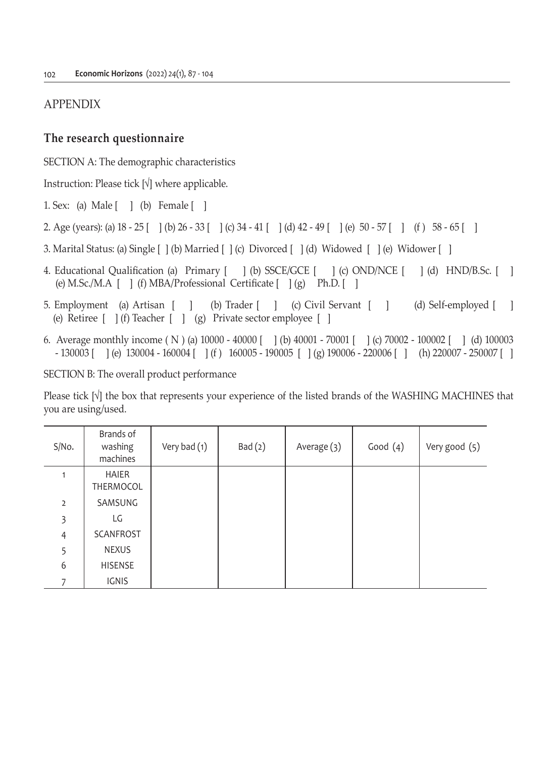## APPENDIX

### The research questionnaire

SECTION A: The demographic characteristics

Instruction: Please tick [√] where applicable.

1. Sex: (a) Male [ ] (b) Female [ ]

2. Age (years): (a) 18 - 25 [ ] (b) 26 - 33 [ ] (c) 34 - 41 [ ] (d) 42 - 49 [ ] (e) 50 - 57 [ ] (f ) 58 - 65 [ ]

3. Marital Status: (a) Single [ ] (b) Married [ ] (c) Divorced [ ] (d) Widowed [ ] (e) Widower [ ]

4. Educational Qualification (a) Primary [ ] (b) SSCE/GCE [ ] (c) OND/NCE [ ] (d) HND/B.Sc. [ ] (e) M.Sc./M.A [ ] (f) MBA/Professional Certificate [ ] (g) Ph.D. [ ]

5. Employment (a) Artisan [ ] (b) Trader [ ] (c) Civil Servant [ ] (d) Self-employed [ ] (e) Retiree [ ] (f) Teacher [ ] (g) Private sector employee [ ]

6. Average monthly income ( N ) (a) 10000 - 40000 [ ] (b) 40001 - 70001 [ ] (c) 70002 - 100002 [ ] (d) 100003 - 130003 [ ] (e) 130004 - 160004 [ ] (f ) 160005 - 190005 [ ] (g) 190006 - 220006 [ ] (h) 220007 - 250007 [ ]

SECTION B: The overall product performance

Please tick [√] the box that represents your experience of the listed brands of the WASHING MACHINES that you are using/used.

| S/No. | Brands of washing machines | Very bad (1) | Bad (2) | Average (3) | Good (4) | Very good (5) |
|---|---|---|---|---|---|---|
| 1 | HAIER THERMOCOL | | | | | |
| 2 | SAMSUNG | | | | | |
| 3 | LG | | | | | |
| 4 | SCANFROST | | | | | |
| 5 | NEXUS | | | | | |
| 6 | HISENSE | | | | | |
| 7 | IGNIS | | | | | |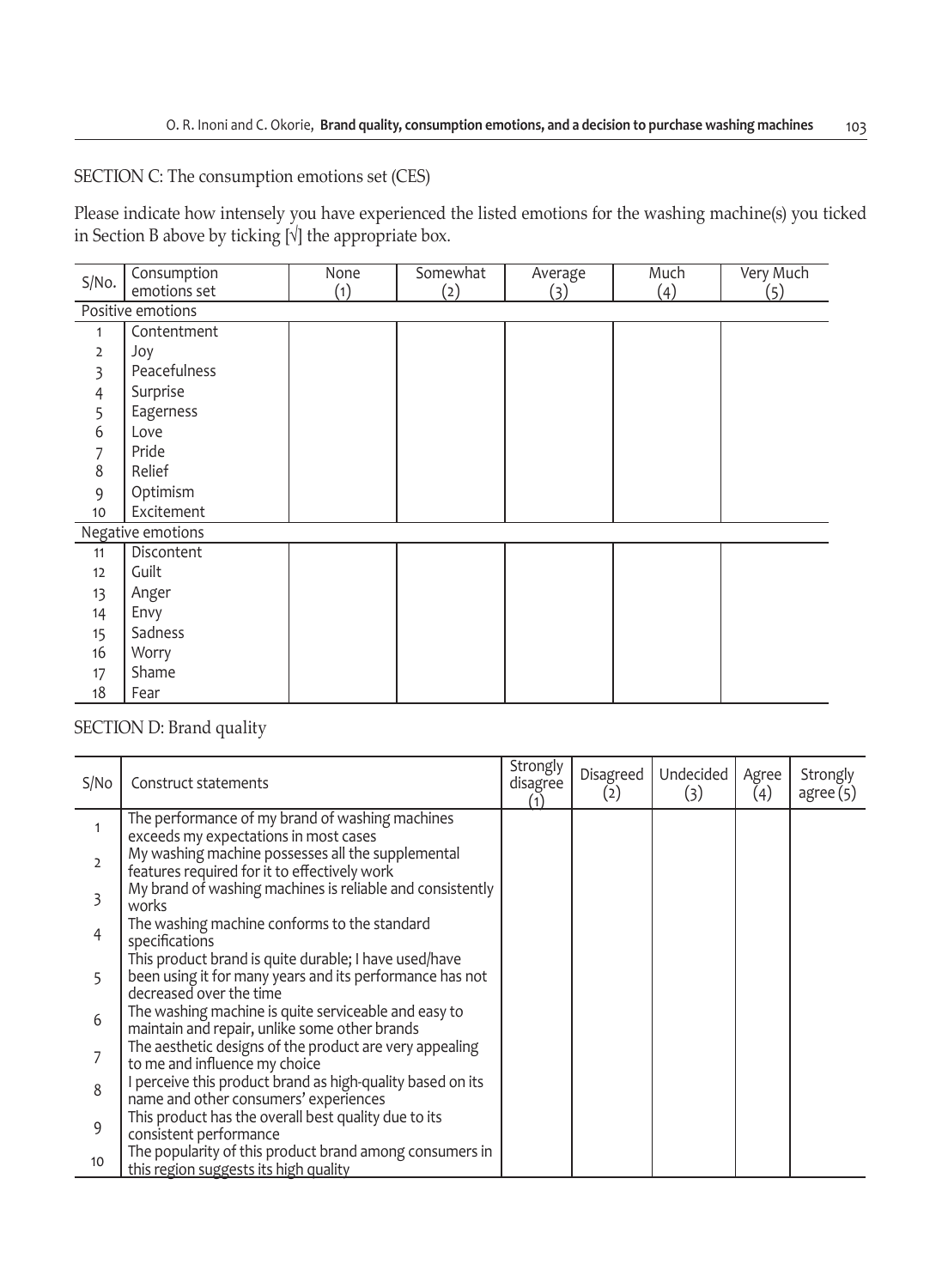SECTION C: The consumption emotions set (CES)

Please indicate how intensely you have experienced the listed emotions for the washing machine(s) you ticked in Section B above by ticking [√] the appropriate box.

| S/No. | Consumption emotions set | None (1) | Somewhat (2) | Average (3) | Much (4) | Very Much (5) |
|---|---|---|---|---|---|---|
| Positive emotions | | | | | | |
| 1 | Contentment | | | | | |
| 2 | Joy | | | | | |
| 3 | Peacefulness | | | | | |
| 4 | Surprise | | | | | |
| 5 | Eagerness | | | | | |
| 6 | Love | | | | | |
| 7 | Pride | | | | | |
| 8 | Relief | | | | | |
| 9 | Optimism | | | | | |
| 10 | Excitement | | | | | |
| Negative emotions | | | | | | |
| 11 | Discontent | | | | | |
| 12 | Guilt | | | | | |
| 13 | Anger | | | | | |
| 14 | Envy | | | | | |
| 15 | Sadness | | | | | |
| 16 | Worry | | | | | |
| 17 | Shame | | | | | |
| 18 | Fear | | | | | |

SECTION D: Brand quality

| S/No | Construct statements | Strongly disagree (1) | Disagreed (2) | Undecided (3) | Agree (4) | Strongly agree (5) |
|---|---|---|---|---|---|---|
| 1 | The performance of my brand of washing machines exceeds my expectations in most cases | | | | | |
| 2 | My washing machine possesses all the supplemental features required for it to effectively work | | | | | |
| 3 | My brand of washing machines is reliable and consistently works | | | | | |
| 4 | The washing machine conforms to the standard specifications | | | | | |
| 5 | This product brand is quite durable; I have used/have been using it for many years and its performance has not decreased over the time | | | | | |
| 6 | The washing machine is quite serviceable and easy to maintain and repair, unlike some other brands | | | | | |
| 7 | The aesthetic designs of the product are very appealing to me and influence my choice | | | | | |
| 8 | I perceive this product brand as high-quality based on its name and other consumers' experiences | | | | | |
| 9 | This product has the overall best quality due to its consistent performance | | | | | |
| 10 | The popularity of this product brand among consumers in this region suggests its high quality | | | | | |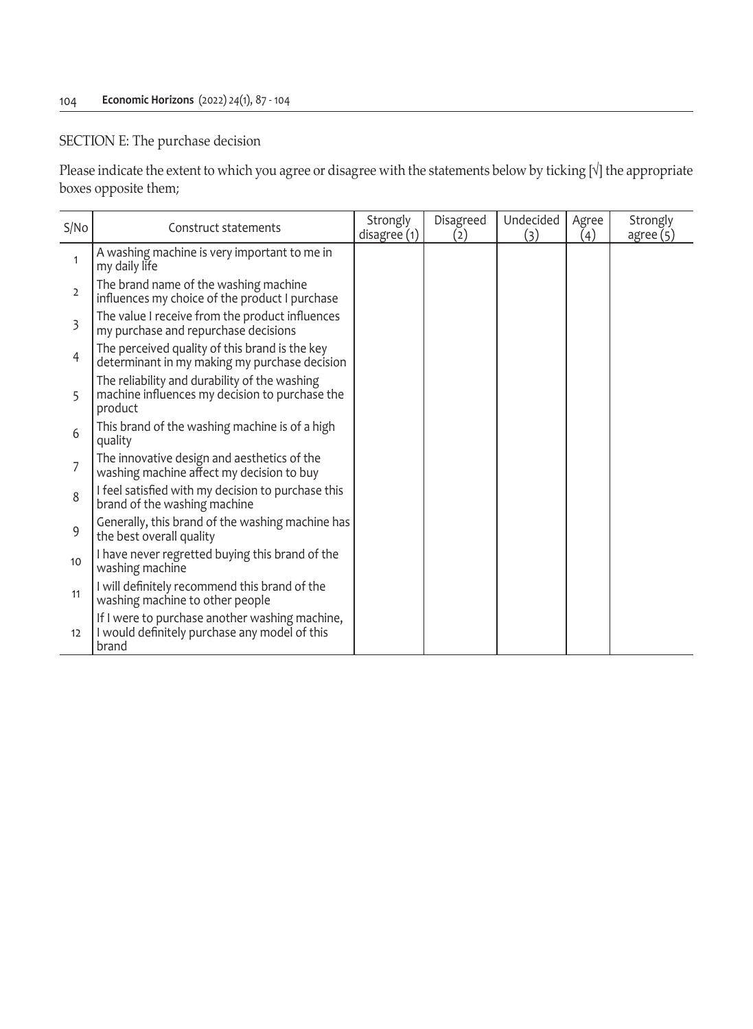SECTION E: The purchase decision

Please indicate the extent to which you agree or disagree with the statements below by ticking [√] the appropriate boxes opposite them;

| S/No | Construct statements | Strongly disagree (1) | Disagreed (2) | Undecided (3) | Agree (4) | Strongly agree (5) |
|---|---|---|---|---|---|---|
| 1 | A washing machine is very important to me in my daily life | | | | | |
| 2 | The brand name of the washing machine influences my choice of the product I purchase | | | | | |
| 3 | The value I receive from the product influences my purchase and repurchase decisions | | | | | |
| 4 | The perceived quality of this brand is the key determinant in my making my purchase decision | | | | | |
| 5 | The reliability and durability of the washing machine influences my decision to purchase the product | | | | | |
| 6 | This brand of the washing machine is of a high quality | | | | | |
| 7 | The innovative design and aesthetics of the washing machine affect my decision to buy | | | | | |
| 8 | I feel satisfied with my decision to purchase this brand of the washing machine | | | | | |
| 9 | Generally, this brand of the washing machine has the best overall quality | | | | | |
| 10 | I have never regretted buying this brand of the washing machine | | | | | |
| 11 | I will definitely recommend this brand of the washing machine to other people | | | | | |
| 12 | If I were to purchase another washing machine, I would definitely purchase any model of this brand | | | | | |